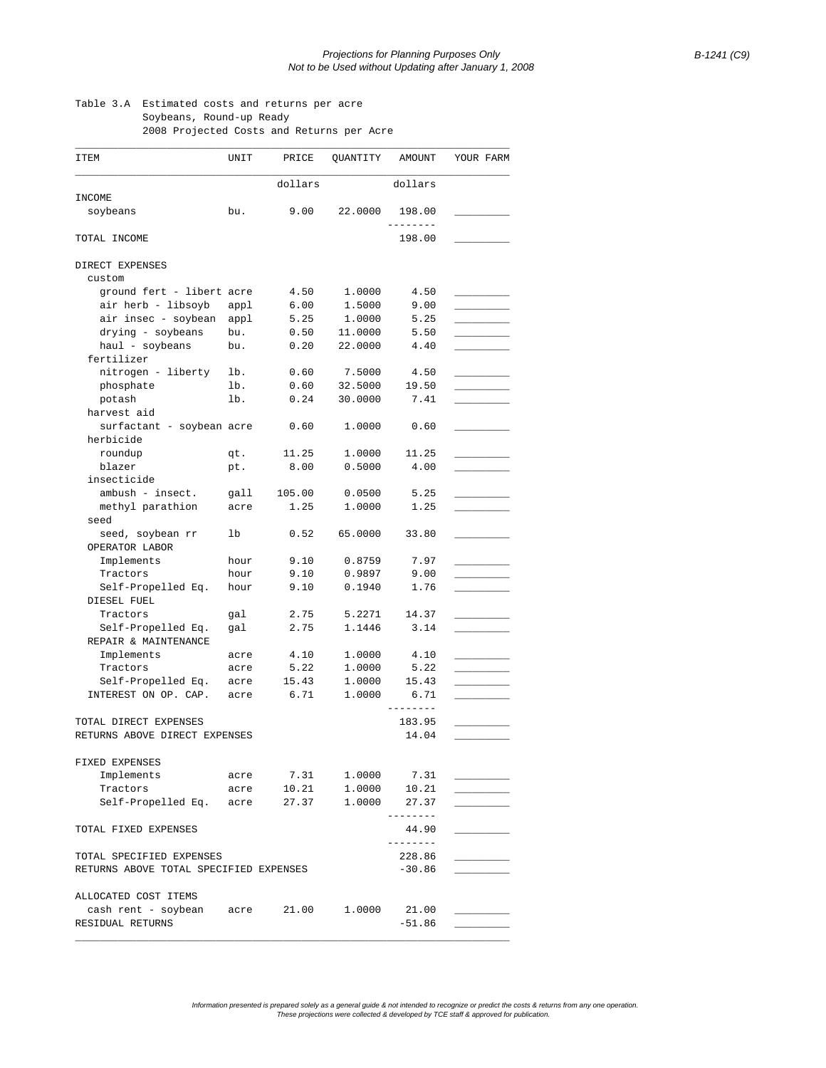Table 3.A Estimated costs and returns per acre
Soybeans, Round-up Ready
2008 Projected Costs and Returns per Acre

| ITEM | UNIT | PRICE | QUANTITY | AMOUNT | YOUR FARM |
|---|---|---|---|---|---|
| | | dollars | | dollars | |
| INCOME | | | | | |
| soybeans | bu. | 9.00 | 22.0000 | 198.00 | _________ |
| TOTAL INCOME | | | | 198.00 | _________ |
| DIRECT EXPENSES | | | | | |
| custom | | | | | |
| ground fert - libert | acre | 4.50 | 1.0000 | 4.50 | _________ |
| air herb - libsoyb | appl | 6.00 | 1.5000 | 9.00 | _________ |
| air insec - soybean | appl | 5.25 | 1.0000 | 5.25 | _________ |
| drying - soybeans | bu. | 0.50 | 11.0000 | 5.50 | _________ |
| haul - soybeans | bu. | 0.20 | 22.0000 | 4.40 | _________ |
| fertilizer | | | | | |
| nitrogen - liberty | lb. | 0.60 | 7.5000 | 4.50 | _________ |
| phosphate | lb. | 0.60 | 32.5000 | 19.50 | _________ |
| potash | lb. | 0.24 | 30.0000 | 7.41 | _________ |
| harvest aid | | | | | |
| surfactant - soybean | acre | 0.60 | 1.0000 | 0.60 | _________ |
| herbicide | | | | | |
| roundup | qt. | 11.25 | 1.0000 | 11.25 | _________ |
| blazer | pt. | 8.00 | 0.5000 | 4.00 | _________ |
| insecticide | | | | | |
| ambush - insect. | gall | 105.00 | 0.0500 | 5.25 | _________ |
| methyl parathion | acre | 1.25 | 1.0000 | 1.25 | _________ |
| seed | | | | | |
| seed, soybean rr | lb | 0.52 | 65.0000 | 33.80 | _________ |
| OPERATOR LABOR | | | | | |
| Implements | hour | 9.10 | 0.8759 | 7.97 | _________ |
| Tractors | hour | 9.10 | 0.9897 | 9.00 | _________ |
| Self-Propelled Eq. | hour | 9.10 | 0.1940 | 1.76 | _________ |
| DIESEL FUEL | | | | | |
| Tractors | gal | 2.75 | 5.2271 | 14.37 | _________ |
| Self-Propelled Eq. | gal | 2.75 | 1.1446 | 3.14 | _________ |
| REPAIR & MAINTENANCE | | | | | |
| Implements | acre | 4.10 | 1.0000 | 4.10 | _________ |
| Tractors | acre | 5.22 | 1.0000 | 5.22 | _________ |
| Self-Propelled Eq. | acre | 15.43 | 1.0000 | 15.43 | _________ |
| INTEREST ON OP. CAP. | acre | 6.71 | 1.0000 | 6.71 | _________ |
| TOTAL DIRECT EXPENSES | | | | 183.95 | _________ |
| RETURNS ABOVE DIRECT EXPENSES | | | | 14.04 | _________ |
| FIXED EXPENSES | | | | | |
| Implements | acre | 7.31 | 1.0000 | 7.31 | _________ |
| Tractors | acre | 10.21 | 1.0000 | 10.21 | _________ |
| Self-Propelled Eq. | acre | 27.37 | 1.0000 | 27.37 | _________ |
| TOTAL FIXED EXPENSES | | | | 44.90 | _________ |
| TOTAL SPECIFIED EXPENSES | | | | 228.86 | _________ |
| RETURNS ABOVE TOTAL SPECIFIED EXPENSES | | | | -30.86 | _________ |
| ALLOCATED COST ITEMS | | | | | |
| cash rent - soybean | acre | 21.00 | 1.0000 | 21.00 | _________ |
| RESIDUAL RETURNS | | | | -51.86 | _________ |

*Information presented is prepared solely as a general guide & not intended to recognize or predict the costs & returns from any one operation. These projections were collected & developed by TCE staff & approved for publication.*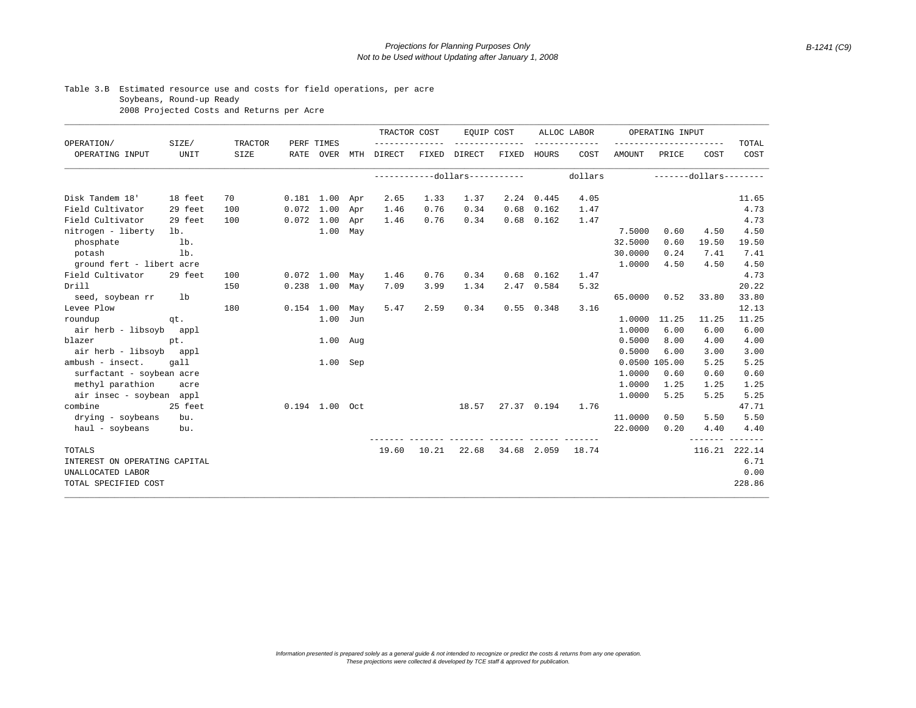Table 3.B Estimated resource use and costs for field operations, per acre
Soybeans, Round-up Ready
2008 Projected Costs and Returns per Acre

| OPERATION/ OPERATING INPUT | SIZE/ UNIT | TRACTOR SIZE | PERF RATE | TIMES OVER | MTH | TRACTOR COST DIRECT | TRACTOR COST FIXED | EQUIP COST DIRECT | EQUIP COST FIXED | ALLOC LABOR HOURS | ALLOC LABOR COST | OPERATING INPUT AMOUNT | OPERATING INPUT PRICE | OPERATING INPUT COST | TOTAL COST |
|---|---|---|---|---|---|---|---|---|---|---|---|---|---|---|---|
| | | | | | | ------------dollars----------- | | | | | dollars | | -------dollars-------- | | |
| Disk Tandem 18' | 18 feet | 70 | 0.181 | 1.00 | Apr | 2.65 | 1.33 | 1.37 | 2.24 | 0.445 | 4.05 | | | | 11.65 |
| Field Cultivator | 29 feet | 100 | 0.072 | 1.00 | Apr | 1.46 | 0.76 | 0.34 | 0.68 | 0.162 | 1.47 | | | | 4.73 |
| Field Cultivator | 29 feet | 100 | 0.072 | 1.00 | Apr | 1.46 | 0.76 | 0.34 | 0.68 | 0.162 | 1.47 | | | | 4.73 |
| nitrogen - liberty | lb. | | | 1.00 | May | | | | | | | 7.5000 | 0.60 | 4.50 | 4.50 |
| phosphate | lb. | | | | | | | | | | | 32.5000 | 0.60 | 19.50 | 19.50 |
| potash | lb. | | | | | | | | | | | 30.0000 | 0.24 | 7.41 | 7.41 |
| ground fert - libert | acre | | | | | | | | | | | 1.0000 | 4.50 | 4.50 | 4.50 |
| Field Cultivator | 29 feet | 100 | 0.072 | 1.00 | May | 1.46 | 0.76 | 0.34 | 0.68 | 0.162 | 1.47 | | | | 4.73 |
| Drill | | 150 | 0.238 | 1.00 | May | 7.09 | 3.99 | 1.34 | 2.47 | 0.584 | 5.32 | | | | 20.22 |
| seed, soybean rr | lb | | | | | | | | | | | 65.0000 | 0.52 | 33.80 | 33.80 |
| Levee Plow | | 180 | 0.154 | 1.00 | May | 5.47 | 2.59 | 0.34 | 0.55 | 0.348 | 3.16 | | | | 12.13 |
| roundup | qt. | | | 1.00 | Jun | | | | | | | 1.0000 | 11.25 | 11.25 | 11.25 |
| air herb - libsoyb | appl | | | | | | | | | | | 1.0000 | 6.00 | 6.00 | 6.00 |
| blazer | pt. | | | 1.00 | Aug | | | | | | | 0.5000 | 8.00 | 4.00 | 4.00 |
| air herb - libsoyb | appl | | | | | | | | | | | 0.5000 | 6.00 | 3.00 | 3.00 |
| ambush - insect. | gall | | | 1.00 | Sep | | | | | | | 0.0500 | 105.00 | 5.25 | 5.25 |
| surfactant - soybean | acre | | | | | | | | | | | 1.0000 | 0.60 | 0.60 | 0.60 |
| methyl parathion | acre | | | | | | | | | | | 1.0000 | 1.25 | 1.25 | 1.25 |
| air insec - soybean | appl | | | | | | | | | | | 1.0000 | 5.25 | 5.25 | 5.25 |
| combine | 25 feet | | 0.194 | 1.00 | Oct | | | 18.57 | 27.37 | 0.194 | 1.76 | | | | 47.71 |
| drying - soybeans | bu. | | | | | | | | | | | 11.0000 | 0.50 | 5.50 | 5.50 |
| haul - soybeans | bu. | | | | | | | | | | | 22.0000 | 0.20 | 4.40 | 4.40 |
| TOTALS | | | | | | 19.60 | 10.21 | 22.68 | 34.68 | 2.059 | 18.74 | | | 116.21 | 222.14 |
| INTEREST ON OPERATING CAPITAL | | | | | | | | | | | | | | | 6.71 |
| UNALLOCATED LABOR | | | | | | | | | | | | | | | 0.00 |
| TOTAL SPECIFIED COST | | | | | | | | | | | | | | | 228.86 |

*Information presented is prepared solely as a general guide & not intended to recognize or predict the costs & returns from any one operation.*
*These projections were collected & developed by TCE staff & approved for publication.*